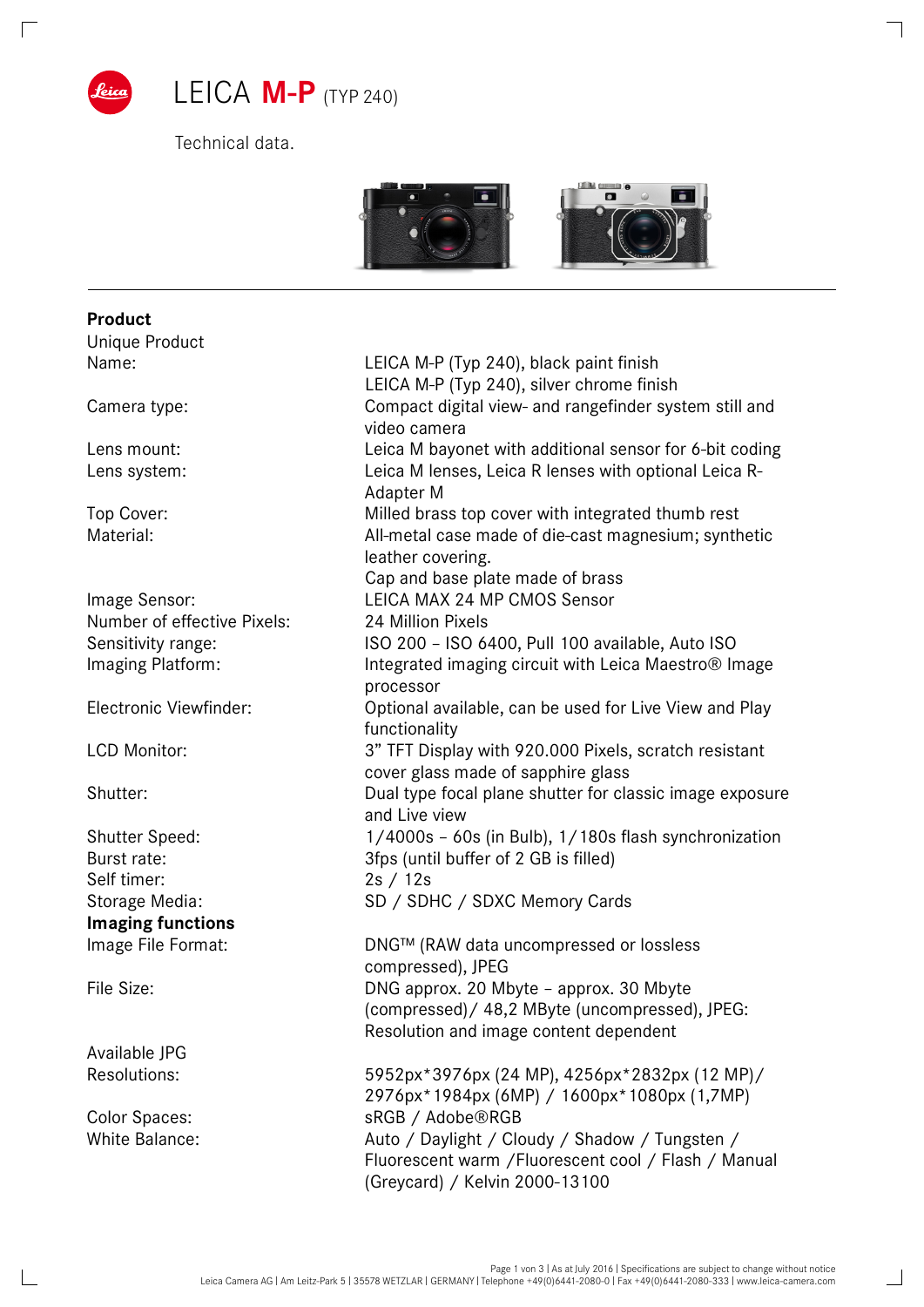# LEICA **M-P** (TYP 240)

Technical data.

| **Product** | |
|---|---|
| Unique Product Name: | LEICA M-P (Typ 240), black paint finish<br>LEICA M-P (Typ 240), silver chrome finish |
| Camera type: | Compact digital view- and rangefinder system still and video camera |
| Lens mount: | Leica M bayonet with additional sensor for 6-bit coding |
| Lens system: | Leica M lenses, Leica R lenses with optional Leica R-Adapter M |
| Top Cover: | Milled brass top cover with integrated thumb rest |
| Material: | All-metal case made of die-cast magnesium; synthetic leather covering.<br>Cap and base plate made of brass |
| Image Sensor: | LEICA MAX 24 MP CMOS Sensor |
| Number of effective Pixels: | 24 Million Pixels |
| Sensitivity range: | ISO 200 – ISO 6400, Pull 100 available, Auto ISO |
| Imaging Platform: | Integrated imaging circuit with Leica Maestro® Image processor |
| Electronic Viewfinder: | Optional available, can be used for Live View and Play functionality |
| LCD Monitor: | 3" TFT Display with 920.000 Pixels, scratch resistant cover glass made of sapphire glass |
| Shutter: | Dual type focal plane shutter for classic image exposure and Live view |
| Shutter Speed: | 1/4000s – 60s (in Bulb), 1/180s flash synchronization |
| Burst rate: | 3fps (until buffer of 2 GB is filled) |
| Self timer: | 2s / 12s |
| Storage Media: | SD / SDHC / SDXC Memory Cards |
| **Imaging functions** | |
| Image File Format: | DNG™ (RAW data uncompressed or lossless compressed), JPEG |
| File Size: | DNG approx. 20 Mbyte – approx. 30 Mbyte (compressed)/ 48,2 MByte (uncompressed), JPEG: Resolution and image content dependent |
| Available JPG Resolutions: | 5952px*3976px (24 MP), 4256px*2832px (12 MP)/ 2976px*1984px (6MP) / 1600px*1080px (1,7MP) |
| Color Spaces: | sRGB / Adobe®RGB |
| White Balance: | Auto / Daylight / Cloudy / Shadow / Tungsten / Fluorescent warm /Fluorescent cool / Flash / Manual (Greycard) / Kelvin 2000-13100 |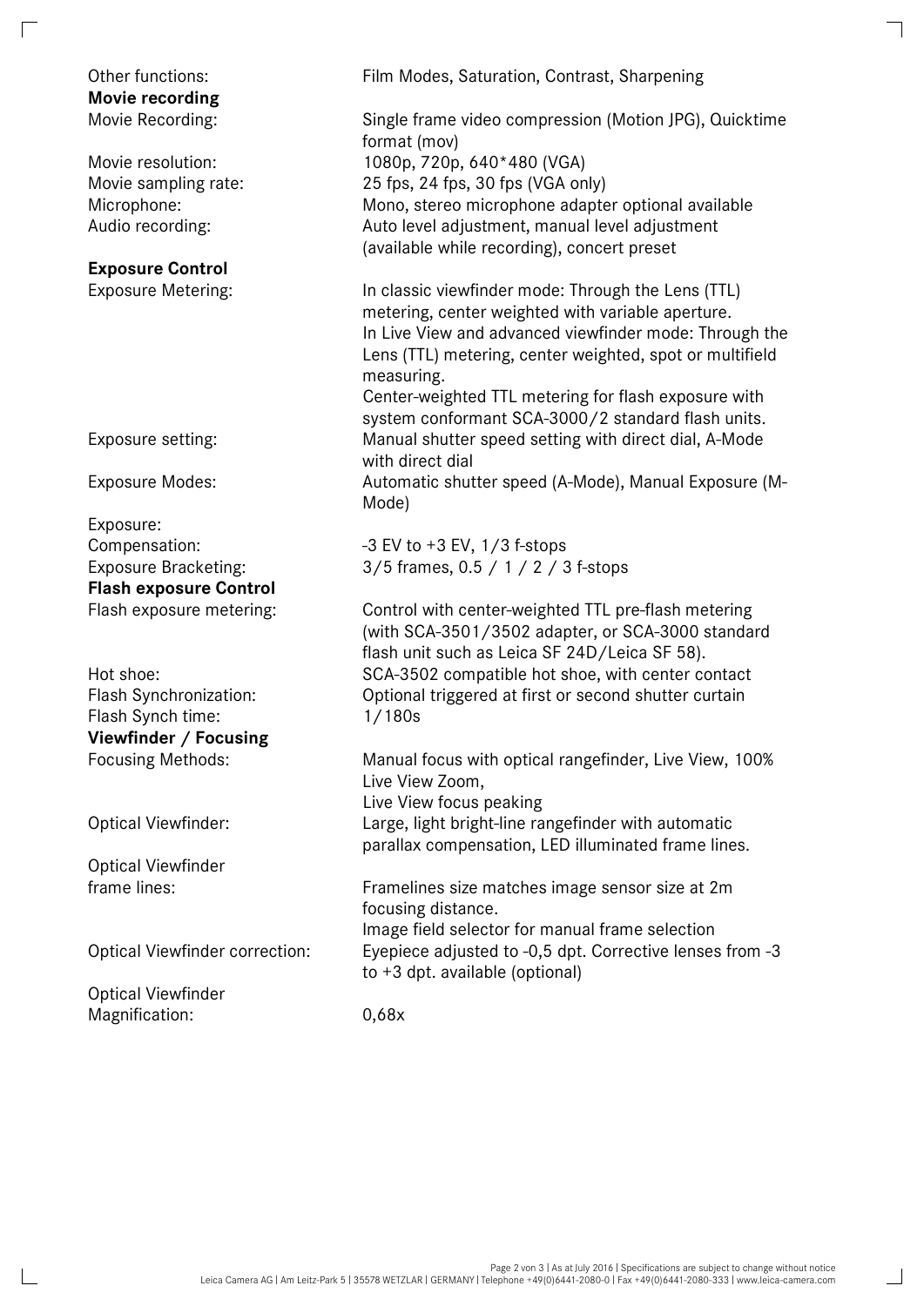| | |
|---|---|
| Other functions: | Film Modes, Saturation, Contrast, Sharpening |

**Movie recording**

| | |
|---|---|
| Movie Recording: | Single frame video compression (Motion JPG), Quicktime format (mov) |
| Movie resolution: | 1080p, 720p, 640*480 (VGA) |
| Movie sampling rate: | 25 fps, 24 fps, 30 fps (VGA only) |
| Microphone: | Mono, stereo microphone adapter optional available |
| Audio recording: | Auto level adjustment, manual level adjustment (available while recording), concert preset |

**Exposure Control**

| | |
|---|---|
| Exposure Metering: | In classic viewfinder mode: Through the Lens (TTL) metering, center weighted with variable aperture. In Live View and advanced viewfinder mode: Through the Lens (TTL) metering, center weighted, spot or multifield measuring. Center-weighted TTL metering for flash exposure with system conformant SCA-3000/2 standard flash units. |
| Exposure setting: | Manual shutter speed setting with direct dial, A-Mode with direct dial |
| Exposure Modes: | Automatic shutter speed (A-Mode), Manual Exposure (M-Mode) |
| Exposure: Compensation: | -3 EV to +3 EV, 1/3 f-stops |
| Exposure Bracketing: | 3/5 frames, 0.5 / 1 / 2 / 3 f-stops |

**Flash exposure Control**

| | |
|---|---|
| Flash exposure metering: | Control with center-weighted TTL pre-flash metering (with SCA-3501/3502 adapter, or SCA-3000 standard flash unit such as Leica SF 24D/Leica SF 58). |
| Hot shoe: | SCA-3502 compatible hot shoe, with center contact |
| Flash Synchronization: | Optional triggered at first or second shutter curtain |
| Flash Synch time: | 1/180s |

**Viewfinder / Focusing**

| | |
|---|---|
| Focusing Methods: | Manual focus with optical rangefinder, Live View, 100% Live View Zoom, Live View focus peaking |
| Optical Viewfinder: | Large, light bright-line rangefinder with automatic parallax compensation, LED illuminated frame lines. |
| Optical Viewfinder frame lines: | Framelines size matches image sensor size at 2m focusing distance. Image field selector for manual frame selection |
| Optical Viewfinder correction: | Eyepiece adjusted to -0,5 dpt. Corrective lenses from -3 to +3 dpt. available (optional) |
| Optical Viewfinder Magnification: | 0,68x |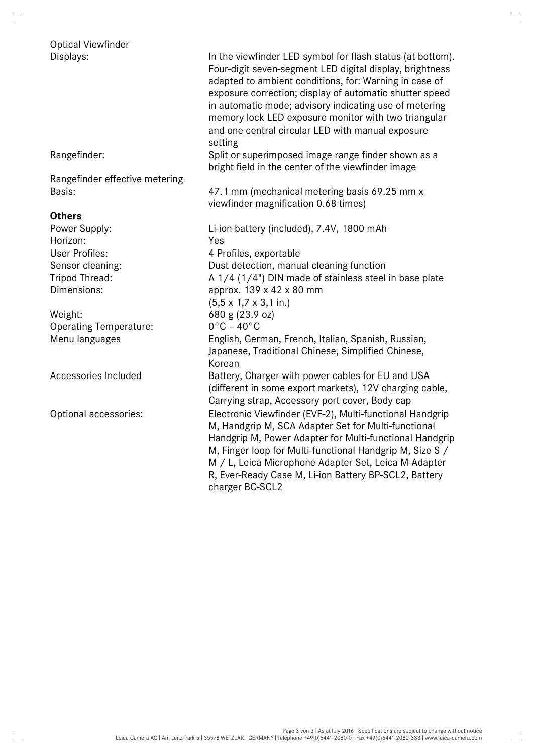| | |
|---|---|
| Optical Viewfinder | |
| Displays: | In the viewfinder LED symbol for flash status (at bottom). Four-digit seven-segment LED digital display, brightness adapted to ambient conditions, for: Warning in case of exposure correction; display of automatic shutter speed in automatic mode; advisory indicating use of metering memory lock LED exposure monitor with two triangular and one central circular LED with manual exposure setting |
| Rangefinder: | Split or superimposed image range finder shown as a bright field in the center of the viewfinder image |
| Rangefinder effective metering Basis: | 47.1 mm (mechanical metering basis 69.25 mm x viewfinder magnification 0.68 times) |

**Others**

| | |
|---|---|
| Power Supply: | Li-ion battery (included), 7.4V, 1800 mAh |
| Horizon: | Yes |
| User Profiles: | 4 Profiles, exportable |
| Sensor cleaning: | Dust detection, manual cleaning function |
| Tripod Thread: | A 1/4 (1/4") DIN made of stainless steel in base plate |
| Dimensions: | approx. 139 x 42 x 80 mm (5,5 x 1,7 x 3,1 in.) |
| Weight: | 680 g (23.9 oz) |
| Operating Temperature: | 0°C – 40°C |
| Menu languages | English, German, French, Italian, Spanish, Russian, Japanese, Traditional Chinese, Simplified Chinese, Korean |
| Accessories Included | Battery, Charger with power cables for EU and USA (different in some export markets), 12V charging cable, Carrying strap, Accessory port cover, Body cap |
| Optional accessories: | Electronic Viewfinder (EVF-2), Multi-functional Handgrip M, Handgrip M, SCA Adapter Set for Multi-functional Handgrip M, Power Adapter for Multi-functional Handgrip M, Finger loop for Multi-functional Handgrip M, Size S / M / L, Leica Microphone Adapter Set, Leica M-Adapter R, Ever-Ready Case M, Li-ion Battery BP-SCL2, Battery charger BC-SCL2 |